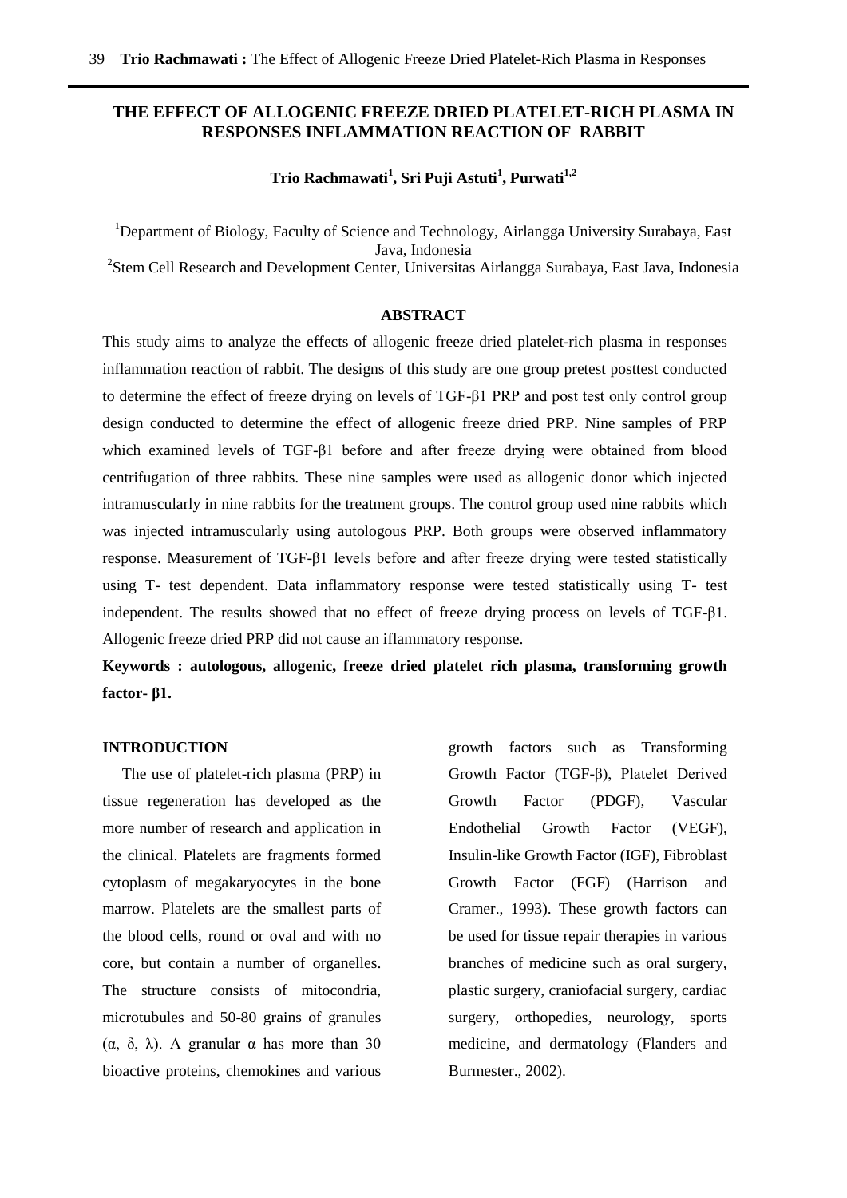# THE EFFECT OF ALLOGENIC FREEZE DRIED PLATELET-RICH PLASMA IN RESPONSES INFLAMMATION REACTION OF RABBIT

**Trio Rachmawati[1], Sri Puji Astuti[1], Purwati[1,2]**

[1]Department of Biology, Faculty of Science and Technology, Airlangga University Surabaya, East Java, Indonesia
[2]Stem Cell Research and Development Center, Universitas Airlangga Surabaya, East Java, Indonesia

## ABSTRACT

This study aims to analyze the effects of allogenic freeze dried platelet-rich plasma in responses inflammation reaction of rabbit. The designs of this study are one group pretest posttest conducted to determine the effect of freeze drying on levels of TGF-β1 PRP and post test only control group design conducted to determine the effect of allogenic freeze dried PRP. Nine samples of PRP which examined levels of TGF-β1 before and after freeze drying were obtained from blood centrifugation of three rabbits. These nine samples were used as allogenic donor which injected intramuscularly in nine rabbits for the treatment groups. The control group used nine rabbits which was injected intramuscularly using autologous PRP. Both groups were observed inflammatory response. Measurement of TGF-β1 levels before and after freeze drying were tested statistically using T- test dependent. Data inflammatory response were tested statistically using T- test independent. The results showed that no effect of freeze drying process on levels of TGF-β1. Allogenic freeze dried PRP did not cause an iflammatory response.

**Keywords : autologous, allogenic, freeze dried platelet rich plasma, transforming growth factor- β1.**

## INTRODUCTION

The use of platelet-rich plasma (PRP) in tissue regeneration has developed as the more number of research and application in the clinical. Platelets are fragments formed cytoplasm of megakaryocytes in the bone marrow. Platelets are the smallest parts of the blood cells, round or oval and with no core, but contain a number of organelles. The structure consists of mitocondria, microtubules and 50-80 grains of granules (α, δ, λ). A granular α has more than 30 bioactive proteins, chemokines and various growth factors such as Transforming Growth Factor (TGF-β), Platelet Derived Growth Factor (PDGF), Vascular Endothelial Growth Factor (VEGF), Insulin-like Growth Factor (IGF), Fibroblast Growth Factor (FGF) (Harrison and Cramer., 1993). These growth factors can be used for tissue repair therapies in various branches of medicine such as oral surgery, plastic surgery, craniofacial surgery, cardiac surgery, orthopedies, neurology, sports medicine, and dermatology (Flanders and Burmester., 2002).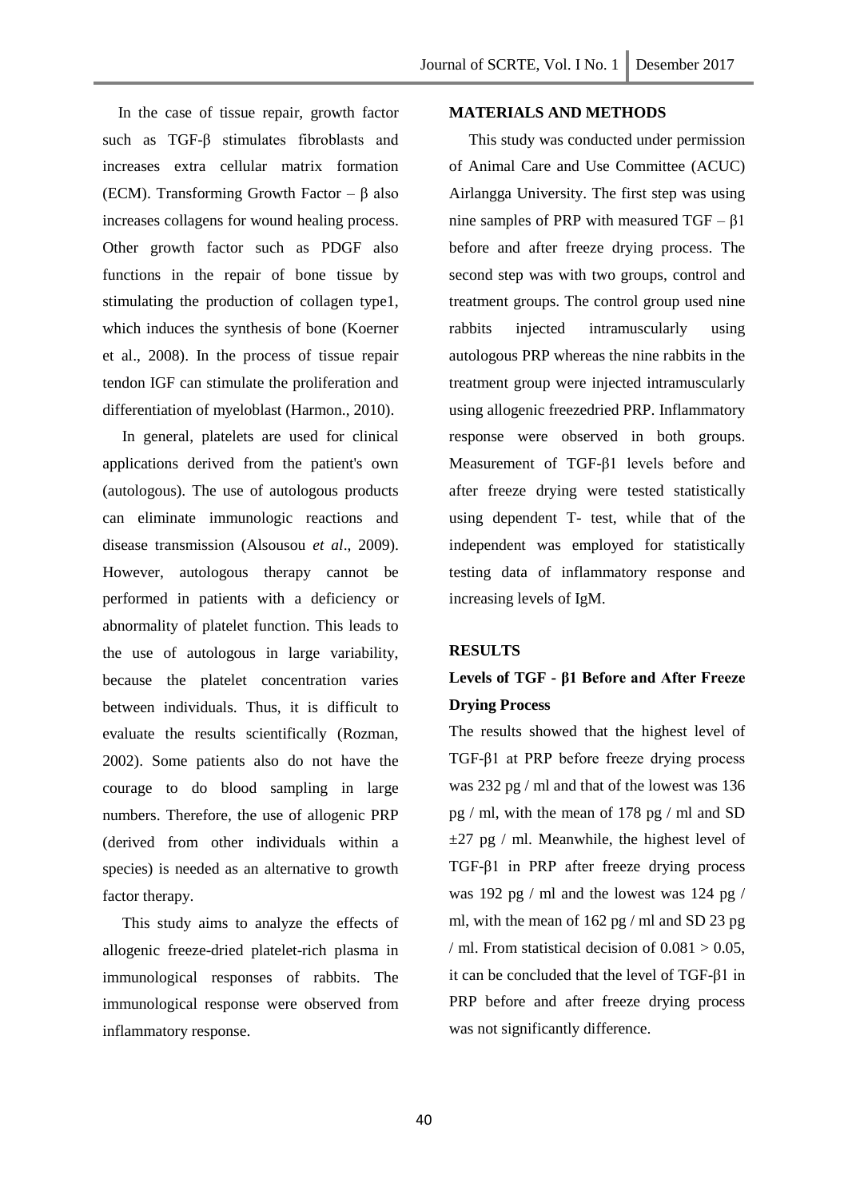In the case of tissue repair, growth factor such as TGF-β stimulates fibroblasts and increases extra cellular matrix formation (ECM). Transforming Growth Factor – β also increases collagens for wound healing process. Other growth factor such as PDGF also functions in the repair of bone tissue by stimulating the production of collagen type1, which induces the synthesis of bone (Koerner et al., 2008). In the process of tissue repair tendon IGF can stimulate the proliferation and differentiation of myeloblast (Harmon., 2010).

In general, platelets are used for clinical applications derived from the patient's own (autologous). The use of autologous products can eliminate immunologic reactions and disease transmission (Alsousou *et al*., 2009). However, autologous therapy cannot be performed in patients with a deficiency or abnormality of platelet function. This leads to the use of autologous in large variability, because the platelet concentration varies between individuals. Thus, it is difficult to evaluate the results scientifically (Rozman, 2002). Some patients also do not have the courage to do blood sampling in large numbers. Therefore, the use of allogenic PRP (derived from other individuals within a species) is needed as an alternative to growth factor therapy.

This study aims to analyze the effects of allogenic freeze-dried platelet-rich plasma in immunological responses of rabbits. The immunological response were observed from inflammatory response.

## MATERIALS AND METHODS

This study was conducted under permission of Animal Care and Use Committee (ACUC) Airlangga University. The first step was using nine samples of PRP with measured TGF – β1 before and after freeze drying process. The second step was with two groups, control and treatment groups. The control group used nine rabbits injected intramuscularly using autologous PRP whereas the nine rabbits in the treatment group were injected intramuscularly using allogenic freezedried PRP. Inflammatory response were observed in both groups. Measurement of TGF-β1 levels before and after freeze drying were tested statistically using dependent T- test, while that of the independent was employed for statistically testing data of inflammatory response and increasing levels of IgM.

## RESULTS

### Levels of TGF - β1 Before and After Freeze Drying Process

The results showed that the highest level of TGF-β1 at PRP before freeze drying process was 232 pg / ml and that of the lowest was 136 pg / ml, with the mean of 178 pg / ml and SD ±27 pg / ml. Meanwhile, the highest level of TGF-β1 in PRP after freeze drying process was 192 pg / ml and the lowest was 124 pg / ml, with the mean of 162 pg / ml and SD 23 pg / ml. From statistical decision of $0.081 > 0.05$, it can be concluded that the level of TGF-β1 in PRP before and after freeze drying process was not significantly difference.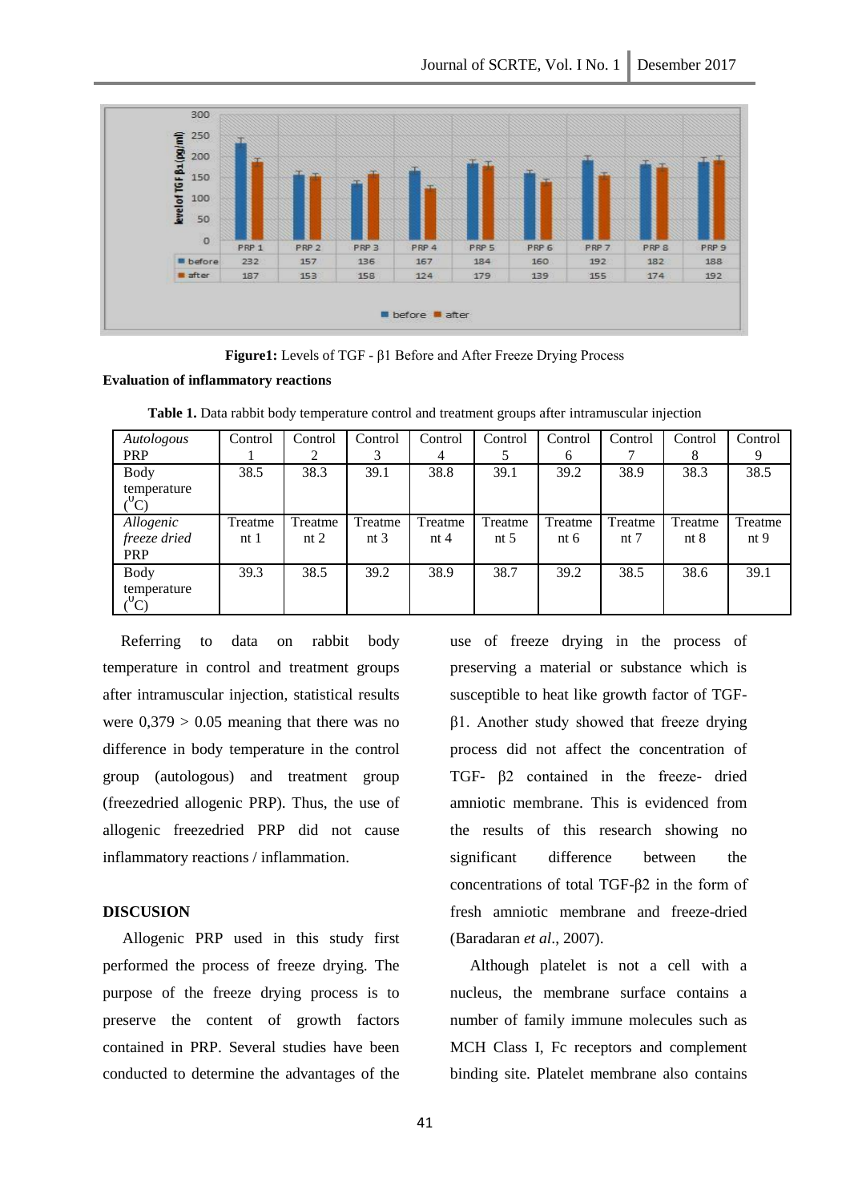| | PRP 1 | PRP 2 | PRP 3 | PRP 4 | PRP 5 | PRP 6 | PRP 7 | PRP 8 | PRP 9 |
|---|---|---|---|---|---|---|---|---|---|
| before | 232 | 157 | 136 | 167 | 184 | 160 | 192 | 182 | 188 |
| after | 187 | 153 | 158 | 124 | 179 | 139 | 155 | 174 | 192 |

**Figure1:** Levels of TGF - β1 Before and After Freeze Drying Process

**Evaluation of inflammatory reactions**

**Table 1.** Data rabbit body temperature control and treatment groups after intramuscular injection

| *Autologous* PRP | Control 1 | Control 2 | Control 3 | Control 4 | Control 5 | Control 6 | Control 7 | Control 8 | Control 9 |
|---|---|---|---|---|---|---|---|---|---|
| Body temperature ($^0$C) | 38.5 | 38.3 | 39.1 | 38.8 | 39.1 | 39.2 | 38.9 | 38.3 | 38.5 |
| *Allogenic freeze dried* PRP | Treatment 1 | Treatment 2 | Treatment 3 | Treatment 4 | Treatment 5 | Treatment 6 | Treatment 7 | Treatment 8 | Treatment 9 |
| Body temperature ($^0$C) | 39.3 | 38.5 | 39.2 | 38.9 | 38.7 | 39.2 | 38.5 | 38.6 | 39.1 |

Referring to data on rabbit body temperature in control and treatment groups after intramuscular injection, statistical results were 0,379 > 0.05 meaning that there was no difference in body temperature in the control group (autologous) and treatment group (freezedried allogenic PRP). Thus, the use of allogenic freezedried PRP did not cause inflammatory reactions / inflammation.

## DISCUSION

Allogenic PRP used in this study first performed the process of freeze drying. The purpose of the freeze drying process is to preserve the content of growth factors contained in PRP. Several studies have been conducted to determine the advantages of the use of freeze drying in the process of preserving a material or substance which is susceptible to heat like growth factor of TGF-β1. Another study showed that freeze drying process did not affect the concentration of TGF- β2 contained in the freeze- dried amniotic membrane. This is evidenced from the results of this research showing no significant difference between the concentrations of total TGF-β2 in the form of fresh amniotic membrane and freeze-dried (Baradaran *et al.*, 2007).

Although platelet is not a cell with a nucleus, the membrane surface contains a number of family immune molecules such as MCH Class I, Fc receptors and complement binding site. Platelet membrane also contains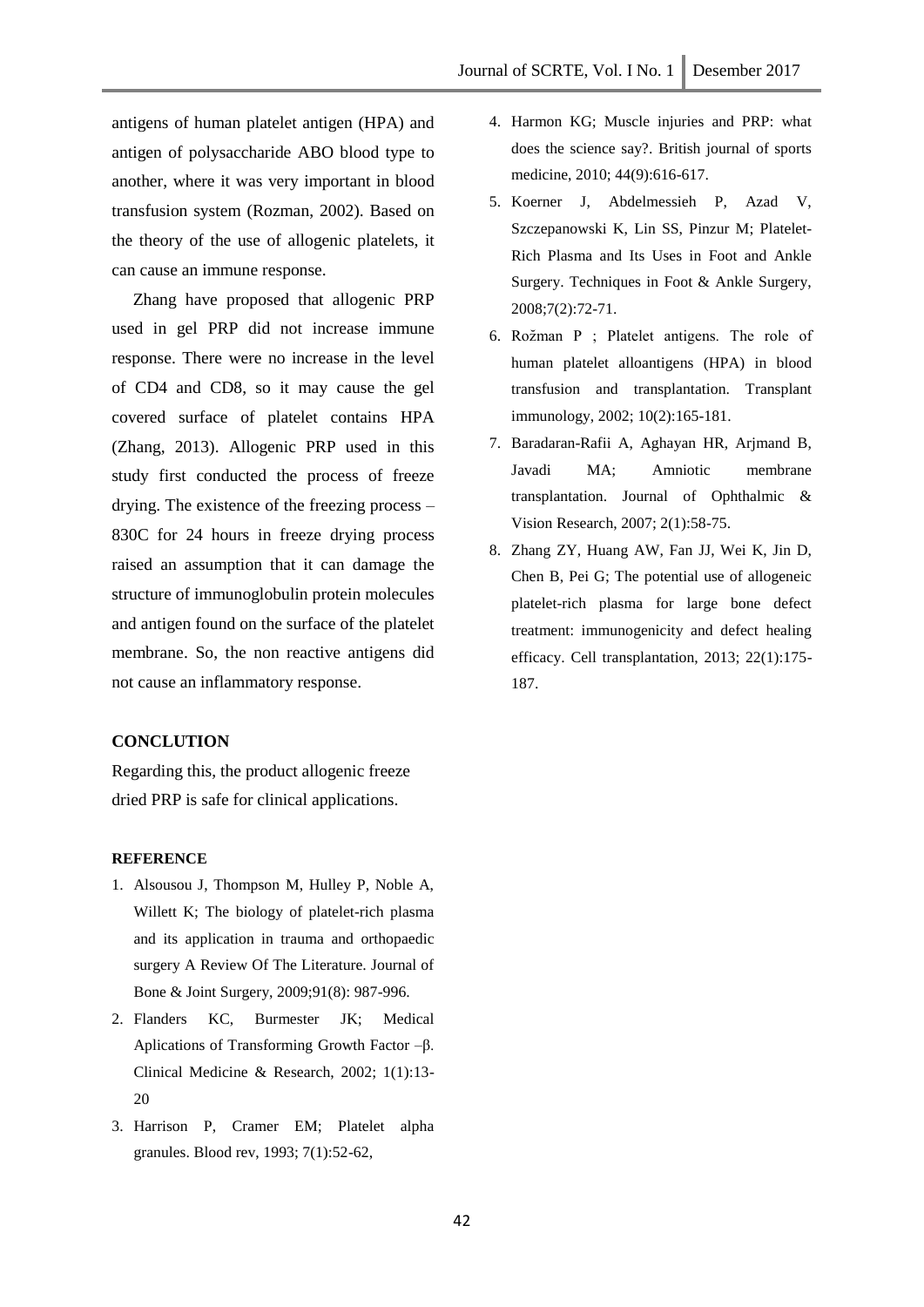antigens of human platelet antigen (HPA) and antigen of polysaccharide ABO blood type to another, where it was very important in blood transfusion system (Rozman, 2002). Based on the theory of the use of allogenic platelets, it can cause an immune response.

Zhang have proposed that allogenic PRP used in gel PRP did not increase immune response. There were no increase in the level of CD4 and CD8, so it may cause the gel covered surface of platelet contains HPA (Zhang, 2013). Allogenic PRP used in this study first conducted the process of freeze drying. The existence of the freezing process – 830C for 24 hours in freeze drying process raised an assumption that it can damage the structure of immunoglobulin protein molecules and antigen found on the surface of the platelet membrane. So, the non reactive antigens did not cause an inflammatory response.

## CONCLUTION

Regarding this, the product allogenic freeze dried PRP is safe for clinical applications.

### REFERENCE

1. Alsousou J, Thompson M, Hulley P, Noble A, Willett K; The biology of platelet-rich plasma and its application in trauma and orthopaedic surgery A Review Of The Literature. Journal of Bone & Joint Surgery, 2009;91(8): 987-996.
2. Flanders KC, Burmester JK; Medical Aplications of Transforming Growth Factor –β. Clinical Medicine & Research, 2002; 1(1):13-20
3. Harrison P, Cramer EM; Platelet alpha granules. Blood rev, 1993; 7(1):52-62,
4. Harmon KG; Muscle injuries and PRP: what does the science say?. British journal of sports medicine, 2010; 44(9):616-617.
5. Koerner J, Abdelmessieh P, Azad V, Szczepanowski K, Lin SS, Pinzur M; Platelet-Rich Plasma and Its Uses in Foot and Ankle Surgery. Techniques in Foot & Ankle Surgery, 2008;7(2):72-71.
6. Rožman P ; Platelet antigens. The role of human platelet alloantigens (HPA) in blood transfusion and transplantation. Transplant immunology, 2002; 10(2):165-181.
7. Baradaran-Rafii A, Aghayan HR, Arjmand B, Javadi MA; Amniotic membrane transplantation. Journal of Ophthalmic & Vision Research, 2007; 2(1):58-75.
8. Zhang ZY, Huang AW, Fan JJ, Wei K, Jin D, Chen B, Pei G; The potential use of allogeneic platelet-rich plasma for large bone defect treatment: immunogenicity and defect healing efficacy. Cell transplantation, 2013; 22(1):175-187.